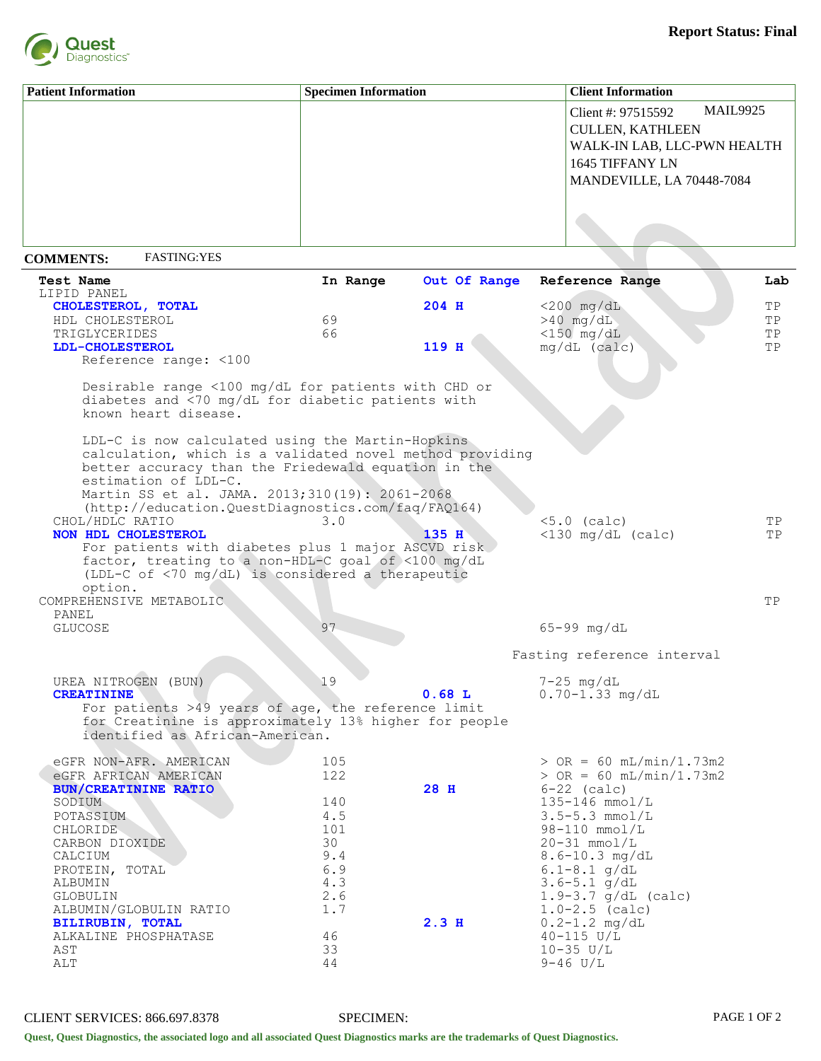**Report Status: Final**

| Patient Information | Specimen Information | Client Information |
|---|---|---|
| | | Client #: 97515592 MAIL9925<br>CULLEN, KATHLEEN<br>WALK-IN LAB, LLC-PWN HEALTH<br>1645 TIFFANY LN<br>MANDEVILLE, LA 70448-7084 |

**COMMENTS:** FASTING:YES

| Test Name | In Range | Out Of Range | Reference Range | Lab |
|---|---|---|---|---|
| LIPID PANEL | | | | |
| **CHOLESTEROL, TOTAL** | | **204 H** | <200 mg/dL | TP |
| HDL CHOLESTEROL | 69 | | >40 mg/dL | TP |
| TRIGLYCERIDES | 66 | | <150 mg/dL | TP |
| **LDL-CHOLESTEROL** | | **119 H** | mg/dL (calc) | TP |
| Reference range: <100<br><br>Desirable range <100 mg/dL for patients with CHD or diabetes and <70 mg/dL for diabetic patients with known heart disease.<br><br>LDL-C is now calculated using the Martin-Hopkins calculation, which is a validated novel method providing better accuracy than the Friedewald equation in the estimation of LDL-C.<br>Martin SS et al. JAMA. 2013;310(19): 2061-2068 (http://education.QuestDiagnostics.com/faq/FAQ164) | | | | |
| CHOL/HDLC RATIO | 3.0 | | <5.0 (calc) | TP |
| **NON HDL CHOLESTEROL** | | **135 H** | <130 mg/dL (calc) | TP |
| For patients with diabetes plus 1 major ASCVD risk factor, treating to a non-HDL-C goal of <100 mg/dL (LDL-C of <70 mg/dL) is considered a therapeutic option. | | | | |
| COMPREHENSIVE METABOLIC PANEL | | | | TP |
| GLUCOSE | 97 | | 65-99 mg/dL<br>Fasting reference interval | |
| UREA NITROGEN (BUN) | 19 | | 7-25 mg/dL | |
| **CREATININE** | | **0.68 L** | 0.70-1.33 mg/dL | |
| For patients >49 years of age, the reference limit for Creatinine is approximately 13% higher for people identified as African-American. | | | | |
| eGFR NON-AFR. AMERICAN | 105 | | > OR = 60 mL/min/1.73m2 | |
| eGFR AFRICAN AMERICAN | 122 | | > OR = 60 mL/min/1.73m2 | |
| **BUN/CREATININE RATIO** | | **28 H** | 6-22 (calc) | |
| SODIUM | 140 | | 135-146 mmol/L | |
| POTASSIUM | 4.5 | | 3.5-5.3 mmol/L | |
| CHLORIDE | 101 | | 98-110 mmol/L | |
| CARBON DIOXIDE | 30 | | 20-31 mmol/L | |
| CALCIUM | 9.4 | | 8.6-10.3 mg/dL | |
| PROTEIN, TOTAL | 6.9 | | 6.1-8.1 g/dL | |
| ALBUMIN | 4.3 | | 3.6-5.1 g/dL | |
| GLOBULIN | 2.6 | | 1.9-3.7 g/dL (calc) | |
| ALBUMIN/GLOBULIN RATIO | 1.7 | | 1.0-2.5 (calc) | |
| **BILIRUBIN, TOTAL** | | **2.3 H** | 0.2-1.2 mg/dL | |
| ALKALINE PHOSPHATASE | 46 | | 40-115 U/L | |
| AST | 33 | | 10-35 U/L | |
| ALT | 44 | | 9-46 U/L | |

CLIENT SERVICES: 866.697.8378 SPECIMEN:

Quest, Quest Diagnostics, the associated logo and all associated Quest Diagnostics marks are the trademarks of Quest Diagnostics.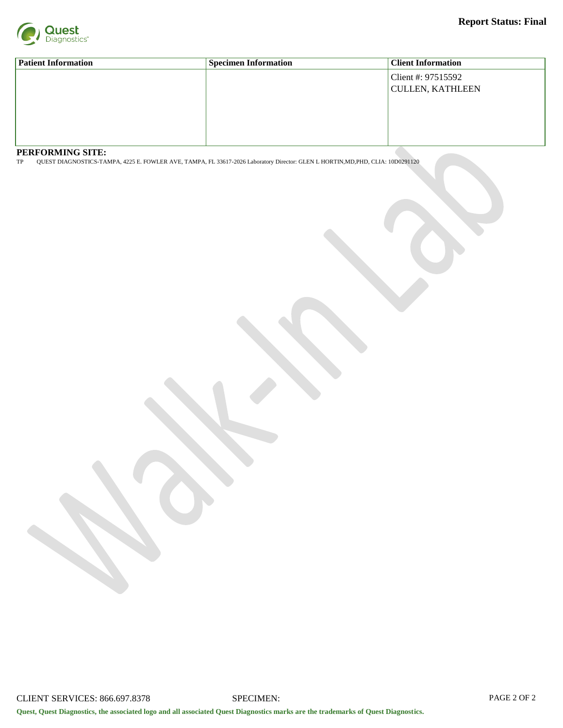**Report Status: Final**

| Patient Information | Specimen Information | Client Information |
| --- | --- | --- |
| | | Client #: 97515592<br>CULLEN, KATHLEEN |

**PERFORMING SITE:**

TP QUEST DIAGNOSTICS-TAMPA, 4225 E. FOWLER AVE, TAMPA, FL 33617-2026 Laboratory Director: GLEN L HORTIN,MD,PHD, CLIA: 10D0291120

CLIENT SERVICES: 866.697.8378 SPECIMEN:

**Quest, Quest Diagnostics, the associated logo and all associated Quest Diagnostics marks are the trademarks of Quest Diagnostics.**